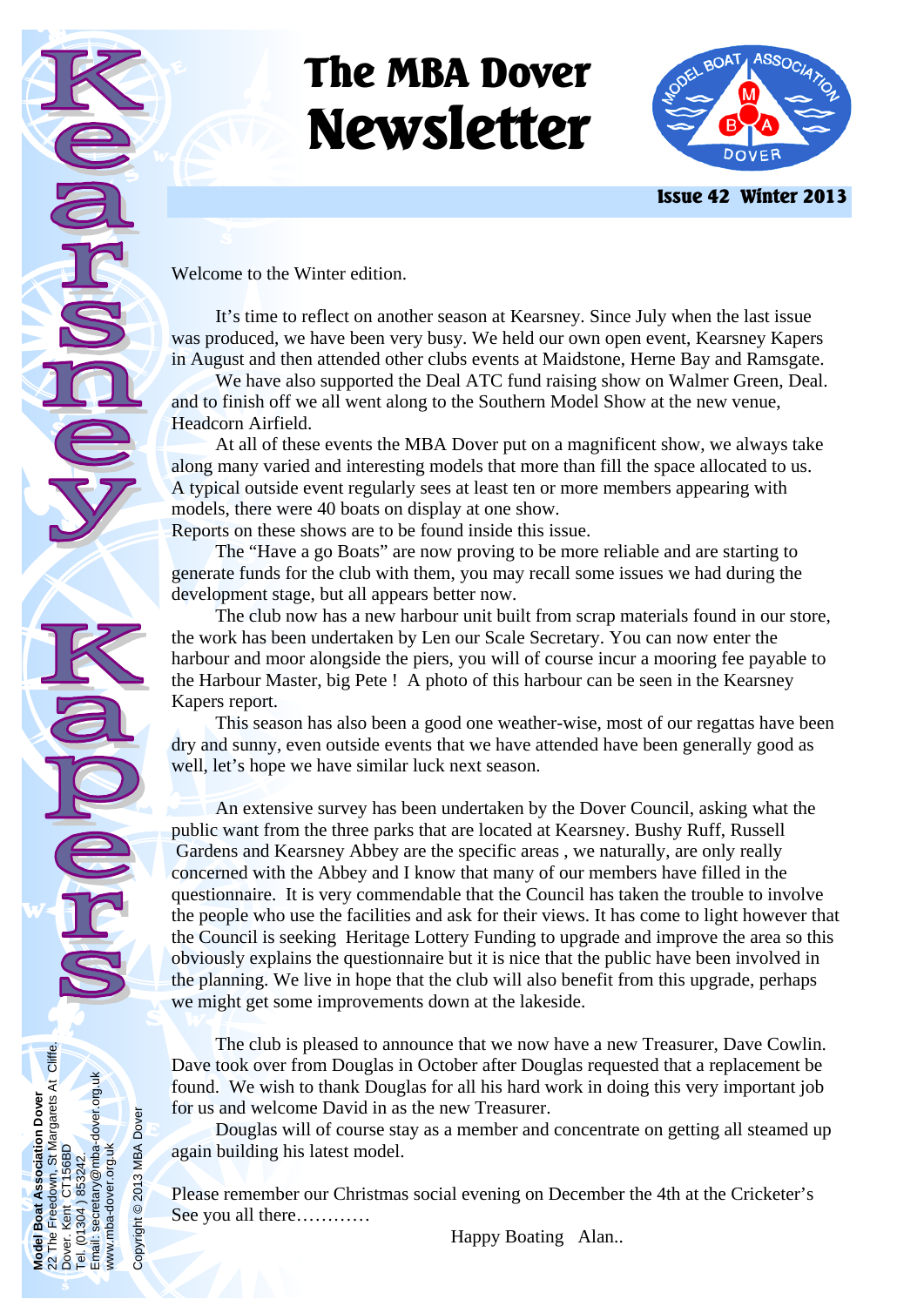# The MBA Dover Newsletter

**Issue 42 Winter 2013**

Kearsney Kapers

Welcome to the Winter edition.

It's time to reflect on another season at Kearsney. Since July when the last issue was produced, we have been very busy. We held our own open event, Kearsney Kapers in August and then attended other clubs events at Maidstone, Herne Bay and Ramsgate.

We have also supported the Deal ATC fund raising show on Walmer Green, Deal. and to finish off we all went along to the Southern Model Show at the new venue, Headcorn Airfield.

At all of these events the MBA Dover put on a magnificent show, we always take along many varied and interesting models that more than fill the space allocated to us. A typical outside event regularly sees at least ten or more members appearing with models, there were 40 boats on display at one show.

Reports on these shows are to be found inside this issue.

The "Have a go Boats" are now proving to be more reliable and are starting to generate funds for the club with them, you may recall some issues we had during the development stage, but all appears better now.

The club now has a new harbour unit built from scrap materials found in our store, the work has been undertaken by Len our Scale Secretary. You can now enter the harbour and moor alongside the piers, you will of course incur a mooring fee payable to the Harbour Master, big Pete ! A photo of this harbour can be seen in the Kearsney Kapers report.

This season has also been a good one weather-wise, most of our regattas have been dry and sunny, even outside events that we have attended have been generally good as well, let's hope we have similar luck next season.

An extensive survey has been undertaken by the Dover Council, asking what the public want from the three parks that are located at Kearsney. Bushy Ruff, Russell Gardens and Kearsney Abbey are the specific areas , we naturally, are only really concerned with the Abbey and I know that many of our members have filled in the questionnaire. It is very commendable that the Council has taken the trouble to involve the people who use the facilities and ask for their views. It has come to light however that the Council is seeking Heritage Lottery Funding to upgrade and improve the area so this obviously explains the questionnaire but it is nice that the public have been involved in the planning. We live in hope that the club will also benefit from this upgrade, perhaps we might get some improvements down at the lakeside.

The club is pleased to announce that we now have a new Treasurer, Dave Cowlin. Dave took over from Douglas in October after Douglas requested that a replacement be found. We wish to thank Douglas for all his hard work in doing this very important job for us and welcome David in as the new Treasurer.

Douglas will of course stay as a member and concentrate on getting all steamed up again building his latest model.

Please remember our Christmas social evening on December the 4th at the Cricketer's See you all there…………

Happy Boating Alan..

**Model Boat Association Dover**
22 The Freedown, St Margarets At Cliffe.
Dover. Kent CT156BD
Tel. (01304 ) 853242.
Email: secretary@mba-dover.org.uk
www.mba-dover.org.uk

Copyright © 2013 MBA Dover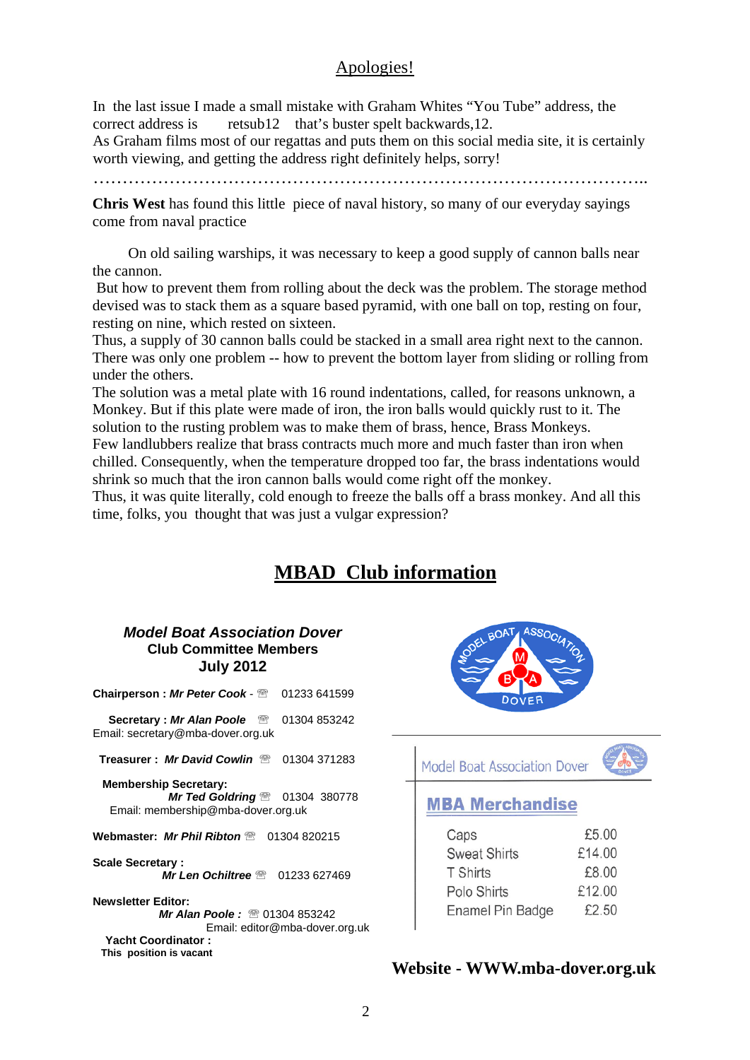## Apologies!

In the last issue I made a small mistake with Graham Whites "You Tube" address, the correct address is retsub12 that's buster spelt backwards,12.
As Graham films most of our regattas and puts them on this social media site, it is certainly worth viewing, and getting the address right definitely helps, sorry!

…………………………………………………………………………………………..

**Chris West** has found this little piece of naval history, so many of our everyday sayings come from naval practice

On old sailing warships, it was necessary to keep a good supply of cannon balls near the cannon.
But how to prevent them from rolling about the deck was the problem. The storage method devised was to stack them as a square based pyramid, with one ball on top, resting on four, resting on nine, which rested on sixteen.
Thus, a supply of 30 cannon balls could be stacked in a small area right next to the cannon. There was only one problem -- how to prevent the bottom layer from sliding or rolling from under the others.
The solution was a metal plate with 16 round indentations, called, for reasons unknown, a Monkey. But if this plate were made of iron, the iron balls would quickly rust to it. The solution to the rusting problem was to make them of brass, hence, Brass Monkeys.
Few landlubbers realize that brass contracts much more and much faster than iron when chilled. Consequently, when the temperature dropped too far, the brass indentations would shrink so much that the iron cannon balls would come right off the monkey.
Thus, it was quite literally, cold enough to freeze the balls off a brass monkey. And all this time, folks, you thought that was just a vulgar expression?

## MBAD Club information

### *Model Boat Association Dover*
### Club Committee Members
### July 2012

**Chairperson :** ***Mr Peter Cook*** - ☏ 01233 641599

**Secretary :** ***Mr Alan Poole*** ☏ 01304 853242
Email: secretary@mba-dover.org.uk

**Treasurer :** ***Mr David Cowlin*** ☏ 01304 371283

**Membership Secretary:**
***Mr Ted Goldring*** ☏ 01304 380778
Email: membership@mba-dover.org.uk

**Webmaster:** ***Mr Phil Ribton*** ☏ 01304 820215

**Scale Secretary :**
***Mr Len Ochiltree*** ☏ 01233 627469

**Newsletter Editor:**
***Mr Alan Poole :*** ☏ 01304 853242
Email: editor@mba-dover.org.uk

**Yacht Coordinator :**
**This position is vacant**

Model Boat Association Dover

**MBA Merchandise**

| Item | Price |
|---|---|
| Caps | £5.00 |
| Sweat Shirts | £14.00 |
| T Shirts | £8.00 |
| Polo Shirts | £12.00 |
| Enamel Pin Badge | £2.50 |

**Website - WWW.mba-dover.org.uk**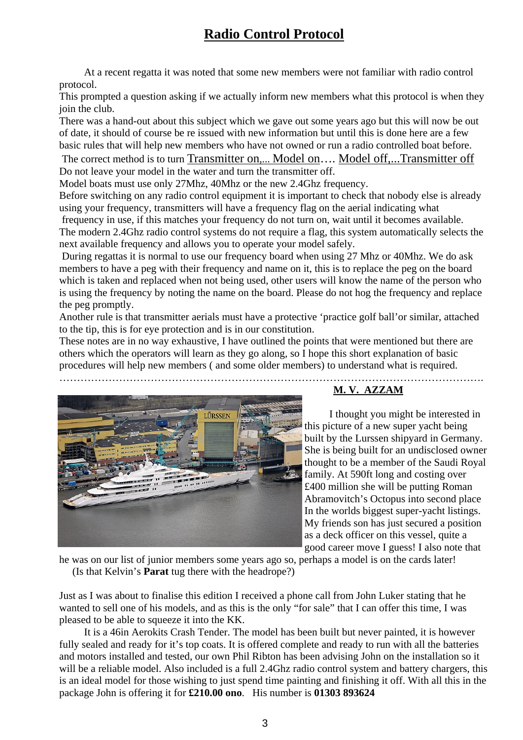# Radio Control Protocol

At a recent regatta it was noted that some new members were not familiar with radio control protocol.

This prompted a question asking if we actually inform new members what this protocol is when they join the club.

There was a hand-out about this subject which we gave out some years ago but this will now be out of date, it should of course be re issued with new information but until this is done here are a few basic rules that will help new members who have not owned or run a radio controlled boat before.

The correct method is to turn Transmitter on,... Model on…. Model off,...Transmitter off

Do not leave your model in the water and turn the transmitter off.

Model boats must use only 27Mhz, 40Mhz or the new 2.4Ghz frequency.

Before switching on any radio control equipment it is important to check that nobody else is already using your frequency, transmitters will have a frequency flag on the aerial indicating what frequency in use, if this matches your frequency do not turn on, wait until it becomes available.

The modern 2.4Ghz radio control systems do not require a flag, this system automatically selects the next available frequency and allows you to operate your model safely.

During regattas it is normal to use our frequency board when using 27 Mhz or 40Mhz. We do ask members to have a peg with their frequency and name on it, this is to replace the peg on the board which is taken and replaced when not being used, other users will know the name of the person who is using the frequency by noting the name on the board. Please do not hog the frequency and replace the peg promptly.

Another rule is that transmitter aerials must have a protective 'practice golf ball'or similar, attached to the tip, this is for eye protection and is in our constitution.

These notes are in no way exhaustive, I have outlined the points that were mentioned but there are others which the operators will learn as they go along, so I hope this short explanation of basic procedures will help new members ( and some older members) to understand what is required.

……………………………………………………………………………………………………….

## M. V. AZZAM

I thought you might be interested in this picture of a new super yacht being built by the Lurssen shipyard in Germany. She is being built for an undisclosed owner thought to be a member of the Saudi Royal family. At 590ft long and costing over £400 million she will be putting Roman Abramovitch's Octopus into second place In the worlds biggest super-yacht listings. My friends son has just secured a position as a deck officer on this vessel, quite a good career move I guess! I also note that he was on our list of junior members some years ago so, perhaps a model is on the cards later!

(Is that Kelvin's **Parat** tug there with the headrope?)

Just as I was about to finalise this edition I received a phone call from John Luker stating that he wanted to sell one of his models, and as this is the only "for sale" that I can offer this time, I was pleased to be able to squeeze it into the KK.

It is a 46in Aerokits Crash Tender. The model has been built but never painted, it is however fully sealed and ready for it's top coats. It is offered complete and ready to run with all the batteries and motors installed and tested, our own Phil Ribton has been advising John on the installation so it will be a reliable model. Also included is a full 2.4Ghz radio control system and battery chargers, this is an ideal model for those wishing to just spend time painting and finishing it off. With all this in the package John is offering it for **£210.00 ono**. His number is **01303 893624**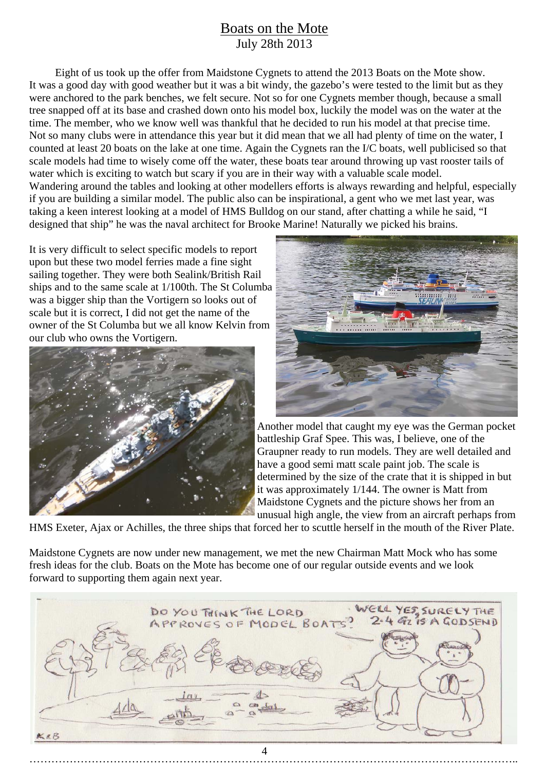## Boats on the Mote

July 28th 2013

Eight of us took up the offer from Maidstone Cygnets to attend the 2013 Boats on the Mote show. It was a good day with good weather but it was a bit windy, the gazebo's were tested to the limit but as they were anchored to the park benches, we felt secure. Not so for one Cygnets member though, because a small tree snapped off at its base and crashed down onto his model box, luckily the model was on the water at the time. The member, who we know well was thankful that he decided to run his model at that precise time. Not so many clubs were in attendance this year but it did mean that we all had plenty of time on the water, I counted at least 20 boats on the lake at one time. Again the Cygnets ran the I/C boats, well publicised so that scale models had time to wisely come off the water, these boats tear around throwing up vast rooster tails of water which is exciting to watch but scary if you are in their way with a valuable scale model.

Wandering around the tables and looking at other modellers efforts is always rewarding and helpful, especially if you are building a similar model. The public also can be inspirational, a gent who we met last year, was taking a keen interest looking at a model of HMS Bulldog on our stand, after chatting a while he said, "I designed that ship" he was the naval architect for Brooke Marine! Naturally we picked his brains.

It is very difficult to select specific models to report upon but these two model ferries made a fine sight sailing together. They were both Sealink/British Rail ships and to the same scale at 1/100th. The St Columba was a bigger ship than the Vortigern so looks out of scale but it is correct, I did not get the name of the owner of the St Columba but we all know Kelvin from our club who owns the Vortigern.

Another model that caught my eye was the German pocket battleship Graf Spee. This was, I believe, one of the Graupner ready to run models. They are well detailed and have a good semi matt scale paint job. The scale is determined by the size of the crate that it is shipped in but it was approximately 1/144. The owner is Matt from Maidstone Cygnets and the picture shows her from an unusual high angle, the view from an aircraft perhaps from HMS Exeter, Ajax or Achilles, the three ships that forced her to scuttle herself in the mouth of the River Plate.

Maidstone Cygnets are now under new management, we met the new Chairman Matt Mock who has some fresh ideas for the club. Boats on the Mote has become one of our regular outside events and we look forward to supporting them again next year.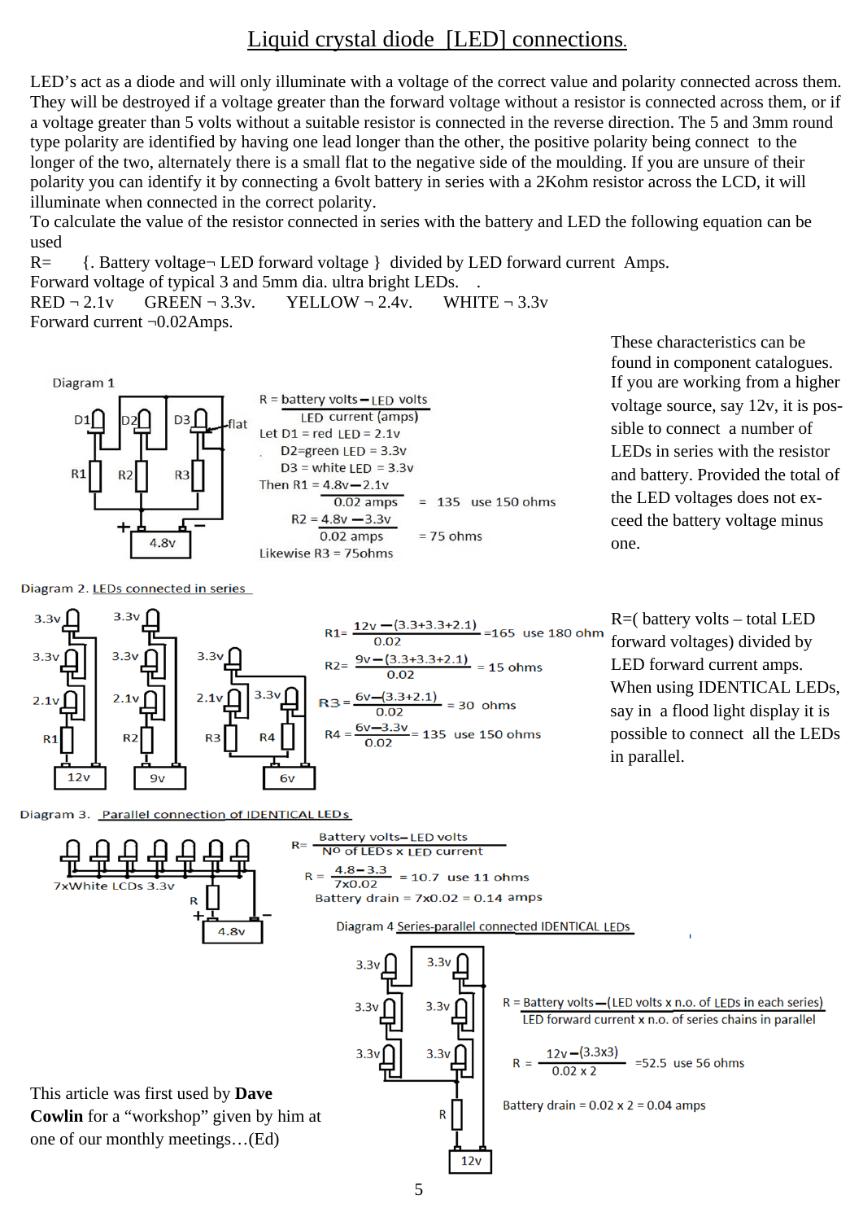# Liquid crystal diode [LED] connections.

LED's act as a diode and will only illuminate with a voltage of the correct value and polarity connected across them. They will be destroyed if a voltage greater than the forward voltage without a resistor is connected across them, or if a voltage greater than 5 volts without a suitable resistor is connected in the reverse direction. The 5 and 3mm round type polarity are identified by having one lead longer than the other, the positive polarity being connect to the longer of the two, alternately there is a small flat to the negative side of the moulding. If you are unsure of their polarity you can identify it by connecting a 6volt battery in series with a 2Kohm resistor across the LCD, it will illuminate when connected in the correct polarity.

To calculate the value of the resistor connected in series with the battery and LED the following equation can be used

R= {. Battery voltage¬ LED forward voltage } divided by LED forward current Amps.

Forward voltage of typical 3 and 5mm dia. ultra bright LEDs. .

RED ¬ 2.1v GREEN ¬ 3.3v. YELLOW ¬ 2.4v. WHITE ¬ 3.3v

Forward current ¬0.02Amps.

These characteristics can be found in component catalogues. If you are working from a higher voltage source, say 12v, it is possible to connect a number of LEDs in series with the resistor and battery. Provided the total of the LED voltages does not exceed the battery voltage minus one.

Diagram 1

$$R = \frac{\text{battery volts} - \text{LED volts}}{\text{LED current (amps)}}$$

Let D1 = red LED = 2.1v

D2=green LED = 3.3v

D3 = white LED = 3.3v

Then $R1 = \frac{4.8v - 2.1v}{0.02 \text{ amps}} = 135$ use 150 ohms

$R2 = \frac{4.8v - 3.3v}{0.02 \text{ amps}} = 75$ ohms

Likewise R3 = 75ohms

Diagram 2. LEDs connected in series

$R1 = \frac{12v - (3.3+3.3+2.1)}{0.02} = 165$ use 180 ohm

$R2 = \frac{9v - (3.3+3.3+2.1)}{0.02} = 15$ ohms

$R3 = \frac{6v - (3.3+2.1)}{0.02} = 30$ ohms

$R4 = \frac{6v - 3.3v}{0.02} = 135$ use 150 ohms

R=( battery volts – total LED forward voltages) divided by LED forward current amps. When using IDENTICAL LEDs, say in a flood light display it is possible to connect all the LEDs in parallel.

Diagram 3. Parallel connection of IDENTICAL LEDs

7xWhite LCDs 3.3v

$$R = \frac{\text{Battery volts} - \text{LED volts}}{\text{No of LEDs x LED current}}$$

$R = \frac{4.8 - 3.3}{7 \times 0.02} = 10.7$ use 11 ohms

Battery drain = 7x0.02 = 0.14 amps

Diagram 4 Series-parallel connected IDENTICAL LEDs

$$R = \frac{\text{Battery volts} - (\text{LED volts x n.o. of LEDs in each series})}{\text{LED forward current x n.o. of series chains in parallel}}$$

$R = \frac{12v - (3.3 \times 3)}{0.02 \times 2} = 52.5$ use 56 ohms

Battery drain = 0.02 x 2 = 0.04 amps

This article was first used by **Dave Cowlin** for a "workshop" given by him at one of our monthly meetings…(Ed)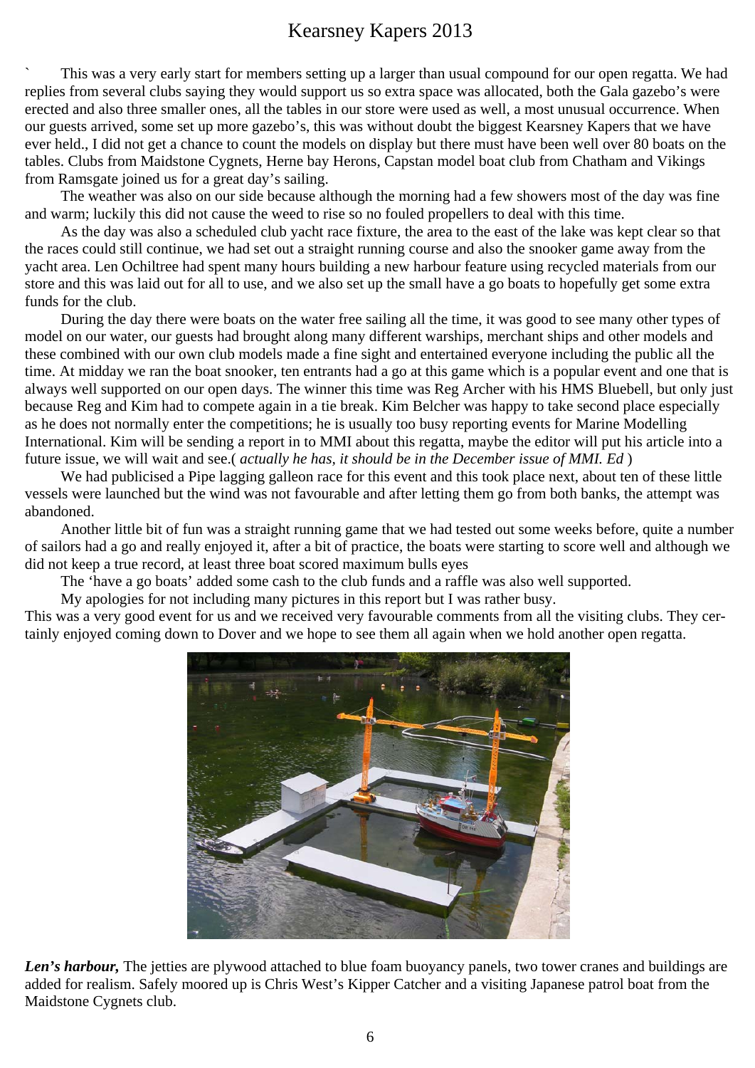# Kearsney Kapers 2013

` This was a very early start for members setting up a larger than usual compound for our open regatta. We had replies from several clubs saying they would support us so extra space was allocated, both the Gala gazebo's were erected and also three smaller ones, all the tables in our store were used as well, a most unusual occurrence. When our guests arrived, some set up more gazebo's, this was without doubt the biggest Kearsney Kapers that we have ever held., I did not get a chance to count the models on display but there must have been well over 80 boats on the tables. Clubs from Maidstone Cygnets, Herne bay Herons, Capstan model boat club from Chatham and Vikings from Ramsgate joined us for a great day's sailing.

The weather was also on our side because although the morning had a few showers most of the day was fine and warm; luckily this did not cause the weed to rise so no fouled propellers to deal with this time.

As the day was also a scheduled club yacht race fixture, the area to the east of the lake was kept clear so that the races could still continue, we had set out a straight running course and also the snooker game away from the yacht area. Len Ochiltree had spent many hours building a new harbour feature using recycled materials from our store and this was laid out for all to use, and we also set up the small have a go boats to hopefully get some extra funds for the club.

During the day there were boats on the water free sailing all the time, it was good to see many other types of model on our water, our guests had brought along many different warships, merchant ships and other models and these combined with our own club models made a fine sight and entertained everyone including the public all the time. At midday we ran the boat snooker, ten entrants had a go at this game which is a popular event and one that is always well supported on our open days. The winner this time was Reg Archer with his HMS Bluebell, but only just because Reg and Kim had to compete again in a tie break. Kim Belcher was happy to take second place especially as he does not normally enter the competitions; he is usually too busy reporting events for Marine Modelling International. Kim will be sending a report in to MMI about this regatta, maybe the editor will put his article into a future issue, we will wait and see.( *actually he has, it should be in the December issue of MMI. Ed* )

We had publicised a Pipe lagging galleon race for this event and this took place next, about ten of these little vessels were launched but the wind was not favourable and after letting them go from both banks, the attempt was abandoned.

Another little bit of fun was a straight running game that we had tested out some weeks before, quite a number of sailors had a go and really enjoyed it, after a bit of practice, the boats were starting to score well and although we did not keep a true record, at least three boat scored maximum bulls eyes

The 'have a go boats' added some cash to the club funds and a raffle was also well supported.

My apologies for not including many pictures in this report but I was rather busy.

This was a very good event for us and we received very favourable comments from all the visiting clubs. They certainly enjoyed coming down to Dover and we hope to see them all again when we hold another open regatta.

***Len's harbour,*** The jetties are plywood attached to blue foam buoyancy panels, two tower cranes and buildings are added for realism. Safely moored up is Chris West's Kipper Catcher and a visiting Japanese patrol boat from the Maidstone Cygnets club.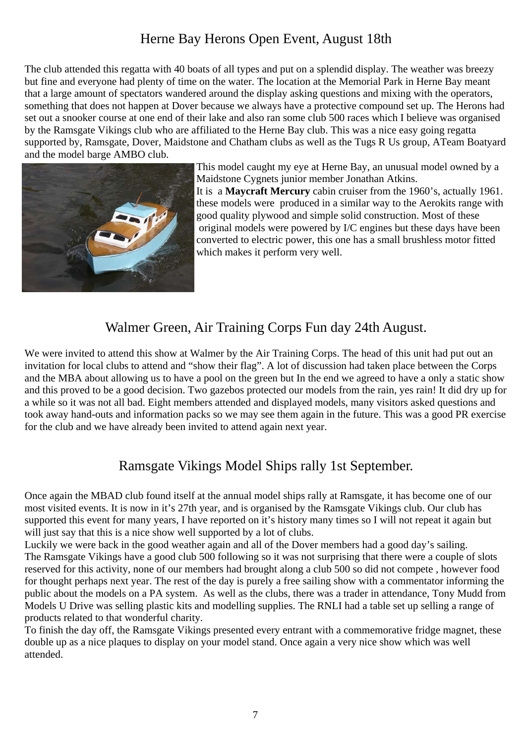## Herne Bay Herons Open Event, August 18th

The club attended this regatta with 40 boats of all types and put on a splendid display. The weather was breezy but fine and everyone had plenty of time on the water. The location at the Memorial Park in Herne Bay meant that a large amount of spectators wandered around the display asking questions and mixing with the operators, something that does not happen at Dover because we always have a protective compound set up. The Herons had set out a snooker course at one end of their lake and also ran some club 500 races which I believe was organised by the Ramsgate Vikings club who are affiliated to the Herne Bay club. This was a nice easy going regatta supported by, Ramsgate, Dover, Maidstone and Chatham clubs as well as the Tugs R Us group, ATeam Boatyard and the model barge AMBO club.

This model caught my eye at Herne Bay, an unusual model owned by a Maidstone Cygnets junior member Jonathan Atkins.
It is a **Maycraft Mercury** cabin cruiser from the 1960's, actually 1961. these models were produced in a similar way to the Aerokits range with good quality plywood and simple solid construction. Most of these original models were powered by I/C engines but these days have been converted to electric power, this one has a small brushless motor fitted which makes it perform very well.

## Walmer Green, Air Training Corps Fun day 24th August.

We were invited to attend this show at Walmer by the Air Training Corps. The head of this unit had put out an invitation for local clubs to attend and "show their flag". A lot of discussion had taken place between the Corps and the MBA about allowing us to have a pool on the green but In the end we agreed to have a only a static show and this proved to be a good decision. Two gazebos protected our models from the rain, yes rain! It did dry up for a while so it was not all bad. Eight members attended and displayed models, many visitors asked questions and took away hand-outs and information packs so we may see them again in the future. This was a good PR exercise for the club and we have already been invited to attend again next year.

## Ramsgate Vikings Model Ships rally 1st September.

Once again the MBAD club found itself at the annual model ships rally at Ramsgate, it has become one of our most visited events. It is now in it's 27th year, and is organised by the Ramsgate Vikings club. Our club has supported this event for many years, I have reported on it's history many times so I will not repeat it again but will just say that this is a nice show well supported by a lot of clubs.
Luckily we were back in the good weather again and all of the Dover members had a good day's sailing.
The Ramsgate Vikings have a good club 500 following so it was not surprising that there were a couple of slots reserved for this activity, none of our members had brought along a club 500 so did not compete , however food for thought perhaps next year. The rest of the day is purely a free sailing show with a commentator informing the public about the models on a PA system. As well as the clubs, there was a trader in attendance, Tony Mudd from Models U Drive was selling plastic kits and modelling supplies. The RNLI had a table set up selling a range of products related to that wonderful charity.
To finish the day off, the Ramsgate Vikings presented every entrant with a commemorative fridge magnet, these double up as a nice plaques to display on your model stand. Once again a very nice show which was well attended.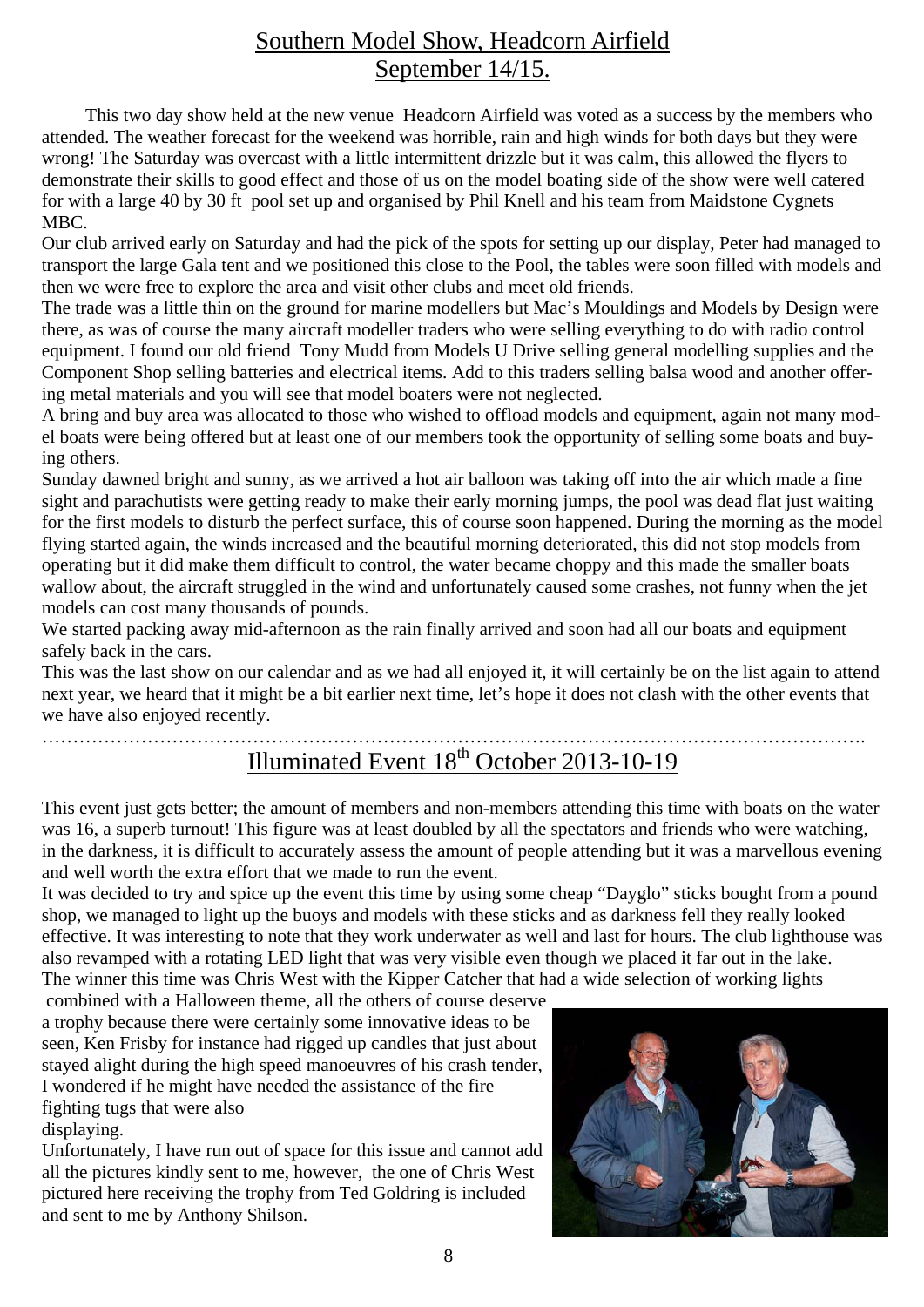## Southern Model Show, Headcorn Airfield September 14/15.

This two day show held at the new venue Headcorn Airfield was voted as a success by the members who attended. The weather forecast for the weekend was horrible, rain and high winds for both days but they were wrong! The Saturday was overcast with a little intermittent drizzle but it was calm, this allowed the flyers to demonstrate their skills to good effect and those of us on the model boating side of the show were well catered for with a large 40 by 30 ft pool set up and organised by Phil Knell and his team from Maidstone Cygnets MBC.

Our club arrived early on Saturday and had the pick of the spots for setting up our display, Peter had managed to transport the large Gala tent and we positioned this close to the Pool, the tables were soon filled with models and then we were free to explore the area and visit other clubs and meet old friends.

The trade was a little thin on the ground for marine modellers but Mac's Mouldings and Models by Design were there, as was of course the many aircraft modeller traders who were selling everything to do with radio control equipment. I found our old friend Tony Mudd from Models U Drive selling general modelling supplies and the Component Shop selling batteries and electrical items. Add to this traders selling balsa wood and another offering metal materials and you will see that model boaters were not neglected.

A bring and buy area was allocated to those who wished to offload models and equipment, again not many model boats were being offered but at least one of our members took the opportunity of selling some boats and buying others.

Sunday dawned bright and sunny, as we arrived a hot air balloon was taking off into the air which made a fine sight and parachutists were getting ready to make their early morning jumps, the pool was dead flat just waiting for the first models to disturb the perfect surface, this of course soon happened. During the morning as the model flying started again, the winds increased and the beautiful morning deteriorated, this did not stop models from operating but it did make them difficult to control, the water became choppy and this made the smaller boats wallow about, the aircraft struggled in the wind and unfortunately caused some crashes, not funny when the jet models can cost many thousands of pounds.

We started packing away mid-afternoon as the rain finally arrived and soon had all our boats and equipment safely back in the cars.

This was the last show on our calendar and as we had all enjoyed it, it will certainly be on the list again to attend next year, we heard that it might be a bit earlier next time, let's hope it does not clash with the other events that we have also enjoyed recently.

…………………………………………………………………………………………………………………….

## Illuminated Event 18th October 2013-10-19

This event just gets better; the amount of members and non-members attending this time with boats on the water was 16, a superb turnout! This figure was at least doubled by all the spectators and friends who were watching, in the darkness, it is difficult to accurately assess the amount of people attending but it was a marvellous evening and well worth the extra effort that we made to run the event.

It was decided to try and spice up the event this time by using some cheap "Dayglo" sticks bought from a pound shop, we managed to light up the buoys and models with these sticks and as darkness fell they really looked effective. It was interesting to note that they work underwater as well and last for hours. The club lighthouse was also revamped with a rotating LED light that was very visible even though we placed it far out in the lake.

The winner this time was Chris West with the Kipper Catcher that had a wide selection of working lights combined with a Halloween theme, all the others of course deserve a trophy because there were certainly some innovative ideas to be seen, Ken Frisby for instance had rigged up candles that just about stayed alight during the high speed manoeuvres of his crash tender, I wondered if he might have needed the assistance of the fire fighting tugs that were also displaying.

Unfortunately, I have run out of space for this issue and cannot add all the pictures kindly sent to me, however, the one of Chris West pictured here receiving the trophy from Ted Goldring is included and sent to me by Anthony Shilson.